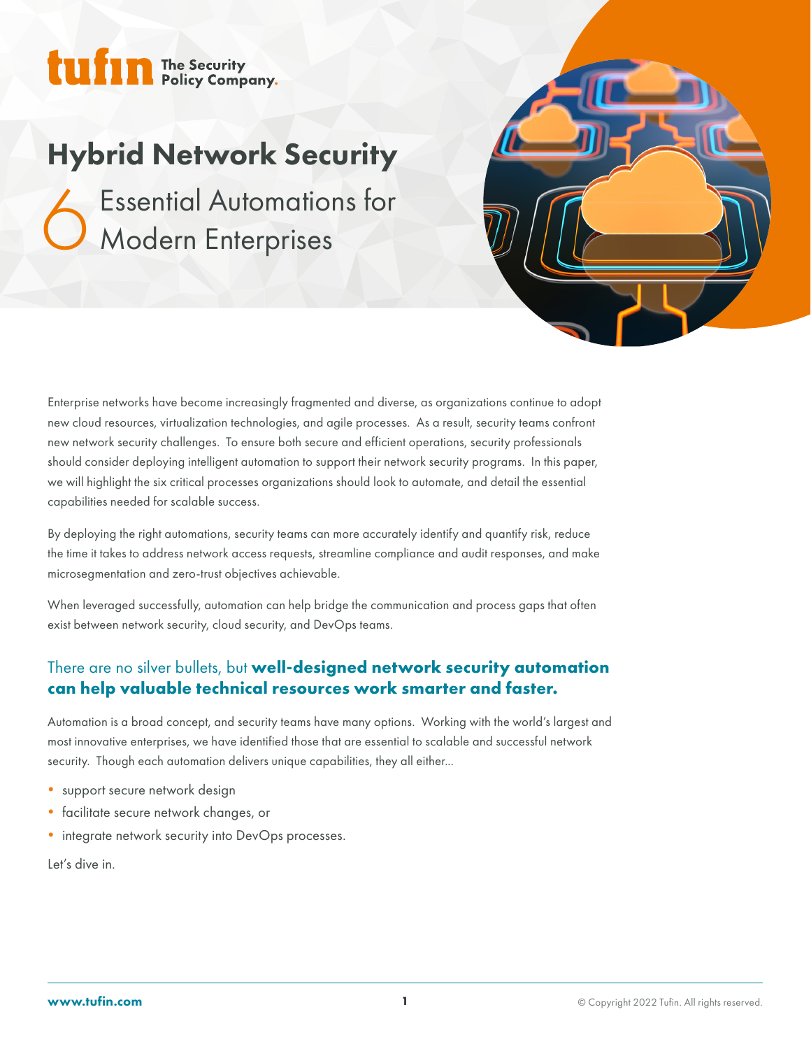tufin The Security Policy Company.

# Hybrid Network Security

## 6 Essential Automations for Modern Enterprises

Enterprise networks have become increasingly fragmented and diverse, as organizations continue to adopt new cloud resources, virtualization technologies, and agile processes. As a result, security teams confront new network security challenges. To ensure both secure and efficient operations, security professionals should consider deploying intelligent automation to support their network security programs. In this paper, we will highlight the six critical processes organizations should look to automate, and detail the essential capabilities needed for scalable success.

By deploying the right automations, security teams can more accurately identify and quantify risk, reduce the time it takes to address network access requests, streamline compliance and audit responses, and make microsegmentation and zero-trust objectives achievable.

When leveraged successfully, automation can help bridge the communication and process gaps that often exist between network security, cloud security, and DevOps teams.

### There are no silver bullets, but **well-designed network security automation can help valuable technical resources work smarter and faster.**

Automation is a broad concept, and security teams have many options. Working with the world's largest and most innovative enterprises, we have identified those that are essential to scalable and successful network security. Though each automation delivers unique capabilities, they all either...

- support secure network design
- facilitate secure network changes, or
- integrate network security into DevOps processes.

Let's dive in.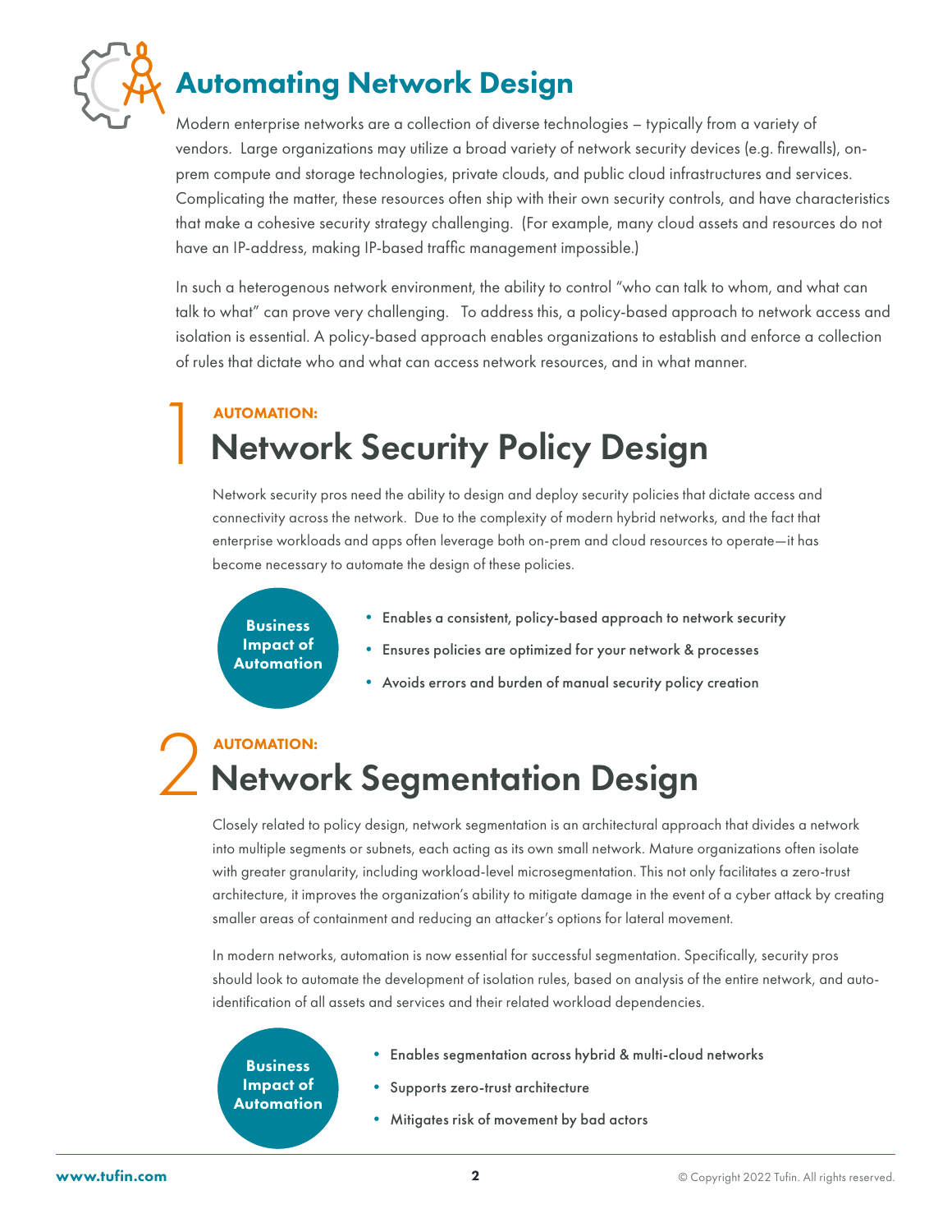# Automating Network Design

Modern enterprise networks are a collection of diverse technologies – typically from a variety of vendors. Large organizations may utilize a broad variety of network security devices (e.g. firewalls), on-prem compute and storage technologies, private clouds, and public cloud infrastructures and services. Complicating the matter, these resources often ship with their own security controls, and have characteristics that make a cohesive security strategy challenging. (For example, many cloud assets and resources do not have an IP-address, making IP-based traffic management impossible.)

In such a heterogenous network environment, the ability to control "who can talk to whom, and what can talk to what" can prove very challenging. To address this, a policy-based approach to network access and isolation is essential. A policy-based approach enables organizations to establish and enforce a collection of rules that dictate who and what can access network resources, and in what manner.

## 1 AUTOMATION: Network Security Policy Design

Network security pros need the ability to design and deploy security policies that dictate access and connectivity across the network. Due to the complexity of modern hybrid networks, and the fact that enterprise workloads and apps often leverage both on-prem and cloud resources to operate—it has become necessary to automate the design of these policies.

**Business Impact of Automation**

- Enables a consistent, policy-based approach to network security
- Ensures policies are optimized for your network & processes
- Avoids errors and burden of manual security policy creation

## 2 AUTOMATION: Network Segmentation Design

Closely related to policy design, network segmentation is an architectural approach that divides a network into multiple segments or subnets, each acting as its own small network. Mature organizations often isolate with greater granularity, including workload-level microsegmentation. This not only facilitates a zero-trust architecture, it improves the organization's ability to mitigate damage in the event of a cyber attack by creating smaller areas of containment and reducing an attacker's options for lateral movement.

In modern networks, automation is now essential for successful segmentation. Specifically, security pros should look to automate the development of isolation rules, based on analysis of the entire network, and auto-identification of all assets and services and their related workload dependencies.

**Business Impact of Automation**

- Enables segmentation across hybrid & multi-cloud networks
- Supports zero-trust architecture
- Mitigates risk of movement by bad actors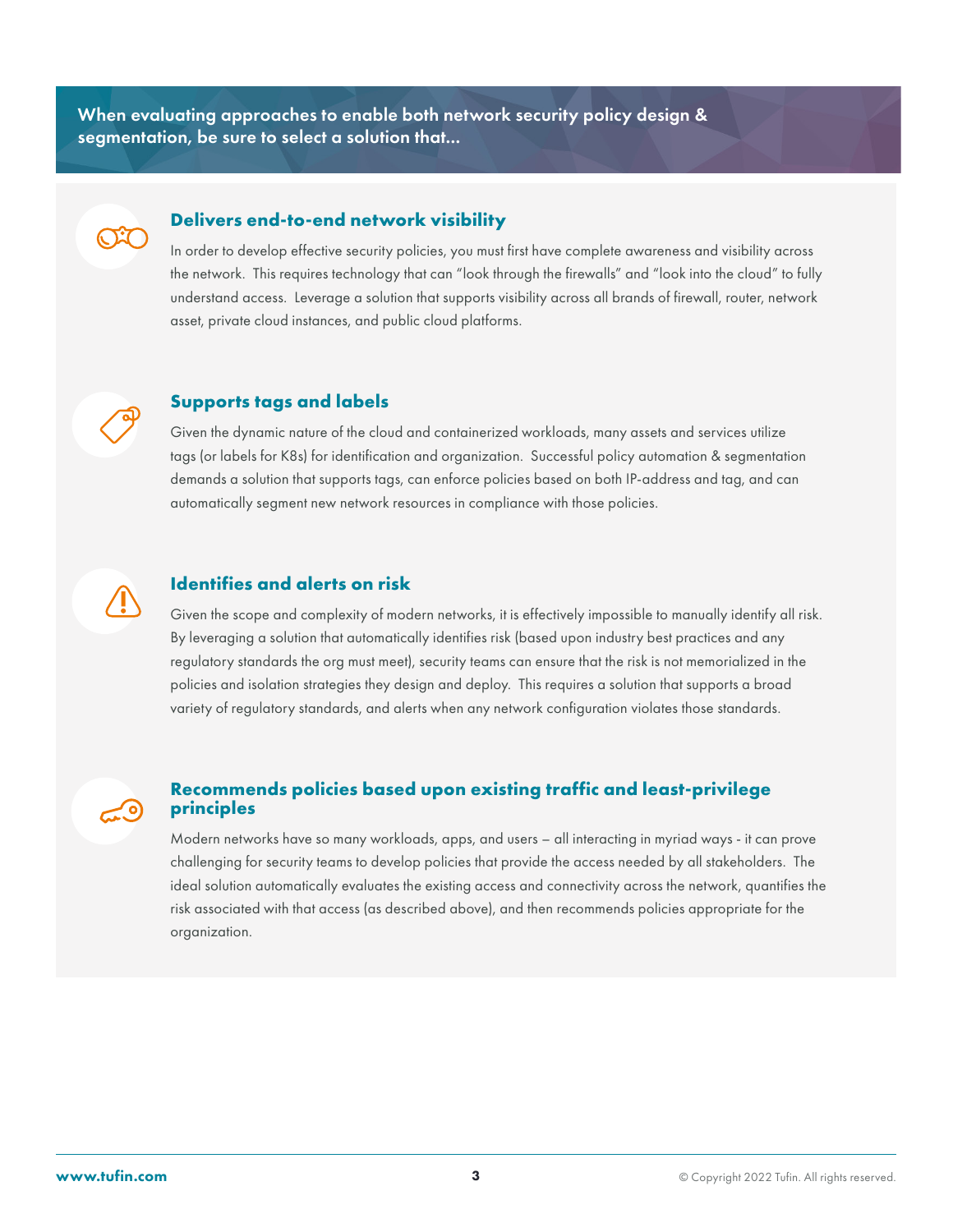**When evaluating approaches to enable both network security policy design & segmentation, be sure to select a solution that...**

### Delivers end-to-end network visibility

In order to develop effective security policies, you must first have complete awareness and visibility across the network. This requires technology that can "look through the firewalls" and "look into the cloud" to fully understand access. Leverage a solution that supports visibility across all brands of firewall, router, network asset, private cloud instances, and public cloud platforms.

### Supports tags and labels

Given the dynamic nature of the cloud and containerized workloads, many assets and services utilize tags (or labels for K8s) for identification and organization. Successful policy automation & segmentation demands a solution that supports tags, can enforce policies based on both IP-address and tag, and can automatically segment new network resources in compliance with those policies.

### Identifies and alerts on risk

Given the scope and complexity of modern networks, it is effectively impossible to manually identify all risk. By leveraging a solution that automatically identifies risk (based upon industry best practices and any regulatory standards the org must meet), security teams can ensure that the risk is not memorialized in the policies and isolation strategies they design and deploy. This requires a solution that supports a broad variety of regulatory standards, and alerts when any network configuration violates those standards.

### Recommends policies based upon existing traffic and least-privilege principles

Modern networks have so many workloads, apps, and users – all interacting in myriad ways - it can prove challenging for security teams to develop policies that provide the access needed by all stakeholders. The ideal solution automatically evaluates the existing access and connectivity across the network, quantifies the risk associated with that access (as described above), and then recommends policies appropriate for the organization.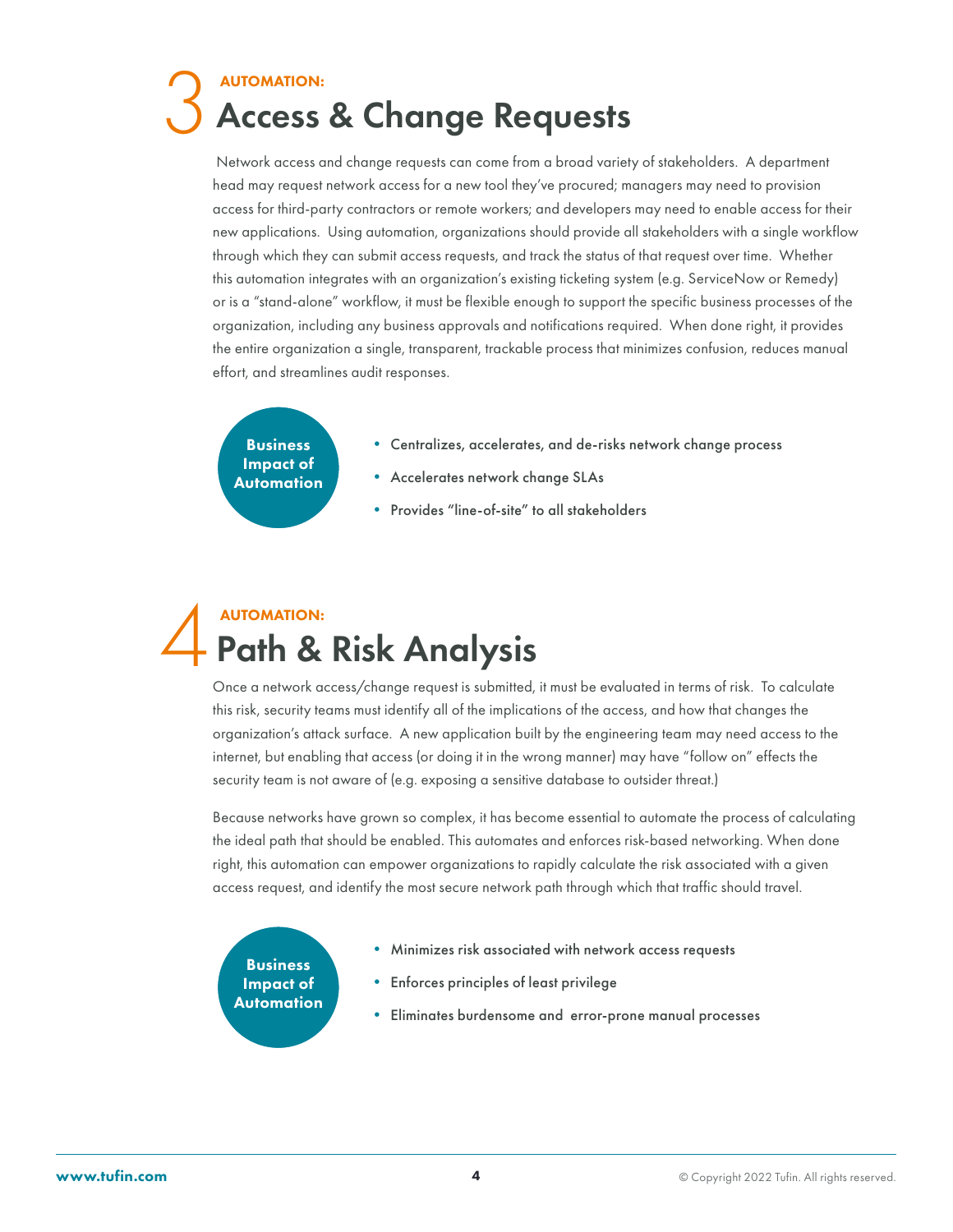# 3 AUTOMATION: Access & Change Requests

Network access and change requests can come from a broad variety of stakeholders. A department head may request network access for a new tool they've procured; managers may need to provision access for third-party contractors or remote workers; and developers may need to enable access for their new applications. Using automation, organizations should provide all stakeholders with a single workflow through which they can submit access requests, and track the status of that request over time. Whether this automation integrates with an organization's existing ticketing system (e.g. ServiceNow or Remedy) or is a "stand-alone" workflow, it must be flexible enough to support the specific business processes of the organization, including any business approvals and notifications required. When done right, it provides the entire organization a single, transparent, trackable process that minimizes confusion, reduces manual effort, and streamlines audit responses.

**Business Impact of Automation**

- Centralizes, accelerates, and de-risks network change process
- Accelerates network change SLAs
- Provides "line-of-site" to all stakeholders

# 4 AUTOMATION: Path & Risk Analysis

Once a network access/change request is submitted, it must be evaluated in terms of risk. To calculate this risk, security teams must identify all of the implications of the access, and how that changes the organization's attack surface. A new application built by the engineering team may need access to the internet, but enabling that access (or doing it in the wrong manner) may have "follow on" effects the security team is not aware of (e.g. exposing a sensitive database to outsider threat.)

Because networks have grown so complex, it has become essential to automate the process of calculating the ideal path that should be enabled. This automates and enforces risk-based networking. When done right, this automation can empower organizations to rapidly calculate the risk associated with a given access request, and identify the most secure network path through which that traffic should travel.

**Business Impact of Automation**

- Minimizes risk associated with network access requests
- Enforces principles of least privilege
- Eliminates burdensome and error-prone manual processes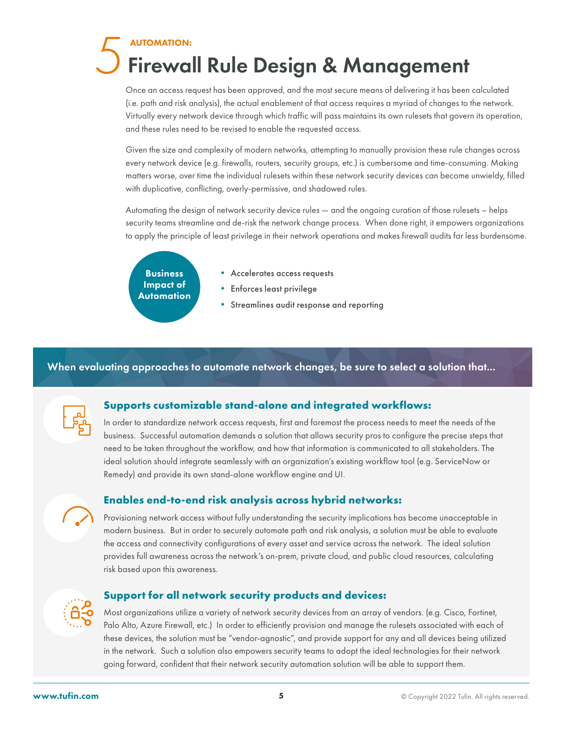# 5 AUTOMATION: Firewall Rule Design & Management

Once an access request has been approved, and the most secure means of delivering it has been calculated (i.e. path and risk analysis), the actual enablement of that access requires a myriad of changes to the network. Virtually every network device through which traffic will pass maintains its own rulesets that govern its operation, and these rules need to be revised to enable the requested access.

Given the size and complexity of modern networks, attempting to manually provision these rule changes across every network device (e.g. firewalls, routers, security groups, etc.) is cumbersome and time-consuming. Making matters worse, over time the individual rulesets within these network security devices can become unwieldy, filled with duplicative, conflicting, overly-permissive, and shadowed rules.

Automating the design of network security device rules — and the ongoing curation of those rulesets – helps security teams streamline and de-risk the network change process. When done right, it empowers organizations to apply the principle of least privilege in their network operations and makes firewall audits far less burdensome.

**Business Impact of Automation**

- Accelerates access requests
- Enforces least privilege
- Streamlines audit response and reporting

**When evaluating approaches to automate network changes, be sure to select a solution that...**

### Supports customizable stand-alone and integrated workflows:

In order to standardize network access requests, first and foremost the process needs to meet the needs of the business. Successful automation demands a solution that allows security pros to configure the precise steps that need to be taken throughout the workflow, and how that information is communicated to all stakeholders. The ideal solution should integrate seamlessly with an organization's existing workflow tool (e.g. ServiceNow or Remedy) and provide its own stand-alone workflow engine and UI.

### Enables end-to-end risk analysis across hybrid networks:

Provisioning network access without fully understanding the security implications has become unacceptable in modern business. But in order to securely automate path and risk analysis, a solution must be able to evaluate the access and connectivity configurations of every asset and service across the network. The ideal solution provides full awareness across the network's on-prem, private cloud, and public cloud resources, calculating risk based upon this awareness.

### Support for all network security products and devices:

Most organizations utilize a variety of network security devices from an array of vendors. (e.g. Cisco, Fortinet, Palo Alto, Azure Firewall, etc.) In order to efficiently provision and manage the rulesets associated with each of these devices, the solution must be "vendor-agnostic", and provide support for any and all devices being utilized in the network. Such a solution also empowers security teams to adopt the ideal technologies for their network going forward, confident that their network security automation solution will be able to support them.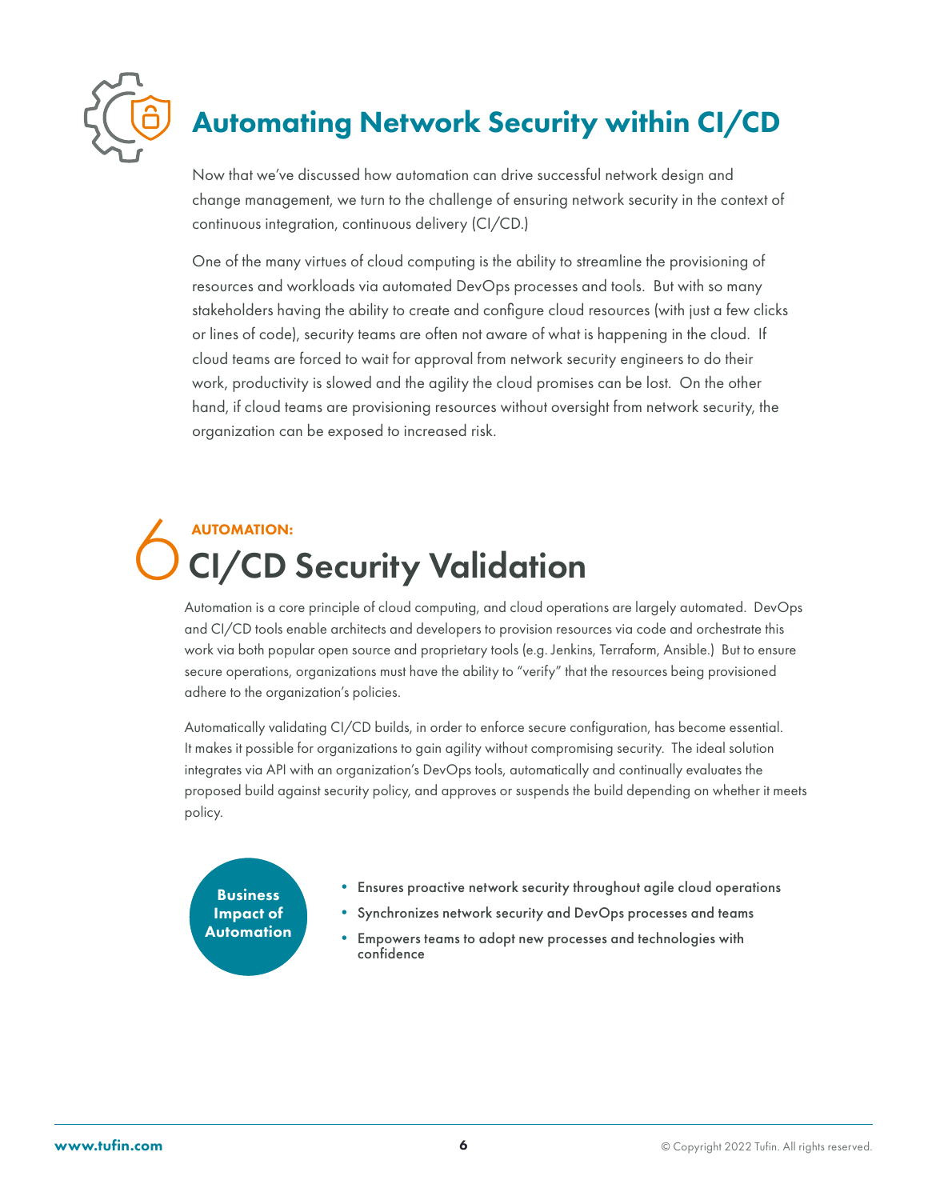# Automating Network Security within CI/CD

Now that we've discussed how automation can drive successful network design and change management, we turn to the challenge of ensuring network security in the context of continuous integration, continuous delivery (CI/CD.)

One of the many virtues of cloud computing is the ability to streamline the provisioning of resources and workloads via automated DevOps processes and tools. But with so many stakeholders having the ability to create and configure cloud resources (with just a few clicks or lines of code), security teams are often not aware of what is happening in the cloud. If cloud teams are forced to wait for approval from network security engineers to do their work, productivity is slowed and the agility the cloud promises can be lost. On the other hand, if cloud teams are provisioning resources without oversight from network security, the organization can be exposed to increased risk.

## 6 AUTOMATION: CI/CD Security Validation

Automation is a core principle of cloud computing, and cloud operations are largely automated. DevOps and CI/CD tools enable architects and developers to provision resources via code and orchestrate this work via both popular open source and proprietary tools (e.g. Jenkins, Terraform, Ansible.) But to ensure secure operations, organizations must have the ability to "verify" that the resources being provisioned adhere to the organization's policies.

Automatically validating CI/CD builds, in order to enforce secure configuration, has become essential. It makes it possible for organizations to gain agility without compromising security. The ideal solution integrates via API with an organization's DevOps tools, automatically and continually evaluates the proposed build against security policy, and approves or suspends the build depending on whether it meets policy.

**Business Impact of Automation**

- Ensures proactive network security throughout agile cloud operations
- Synchronizes network security and DevOps processes and teams
- Empowers teams to adopt new processes and technologies with confidence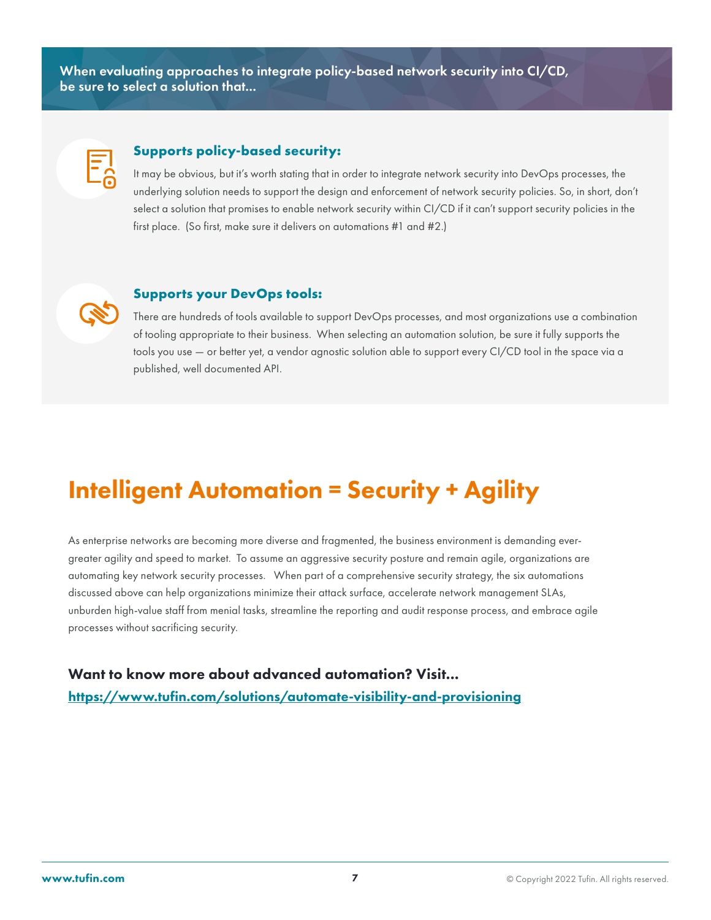**When evaluating approaches to integrate policy-based network security into CI/CD, be sure to select a solution that...**

### Supports policy-based security:

It may be obvious, but it's worth stating that in order to integrate network security into DevOps processes, the underlying solution needs to support the design and enforcement of network security policies. So, in short, don't select a solution that promises to enable network security within CI/CD if it can't support security policies in the first place. (So first, make sure it delivers on automations #1 and #2.)

### Supports your DevOps tools:

There are hundreds of tools available to support DevOps processes, and most organizations use a combination of tooling appropriate to their business. When selecting an automation solution, be sure it fully supports the tools you use — or better yet, a vendor agnostic solution able to support every CI/CD tool in the space via a published, well documented API.

# Intelligent Automation = Security + Agility

As enterprise networks are becoming more diverse and fragmented, the business environment is demanding ever-greater agility and speed to market. To assume an aggressive security posture and remain agile, organizations are automating key network security processes. When part of a comprehensive security strategy, the six automations discussed above can help organizations minimize their attack surface, accelerate network management SLAs, unburden high-value staff from menial tasks, streamline the reporting and audit response process, and embrace agile processes without sacrificing security.

**Want to know more about advanced automation? Visit...**

[https://www.tufin.com/solutions/automate-visibility-and-provisioning](https://www.tufin.com/solutions/automate-visibility-and-provisioning)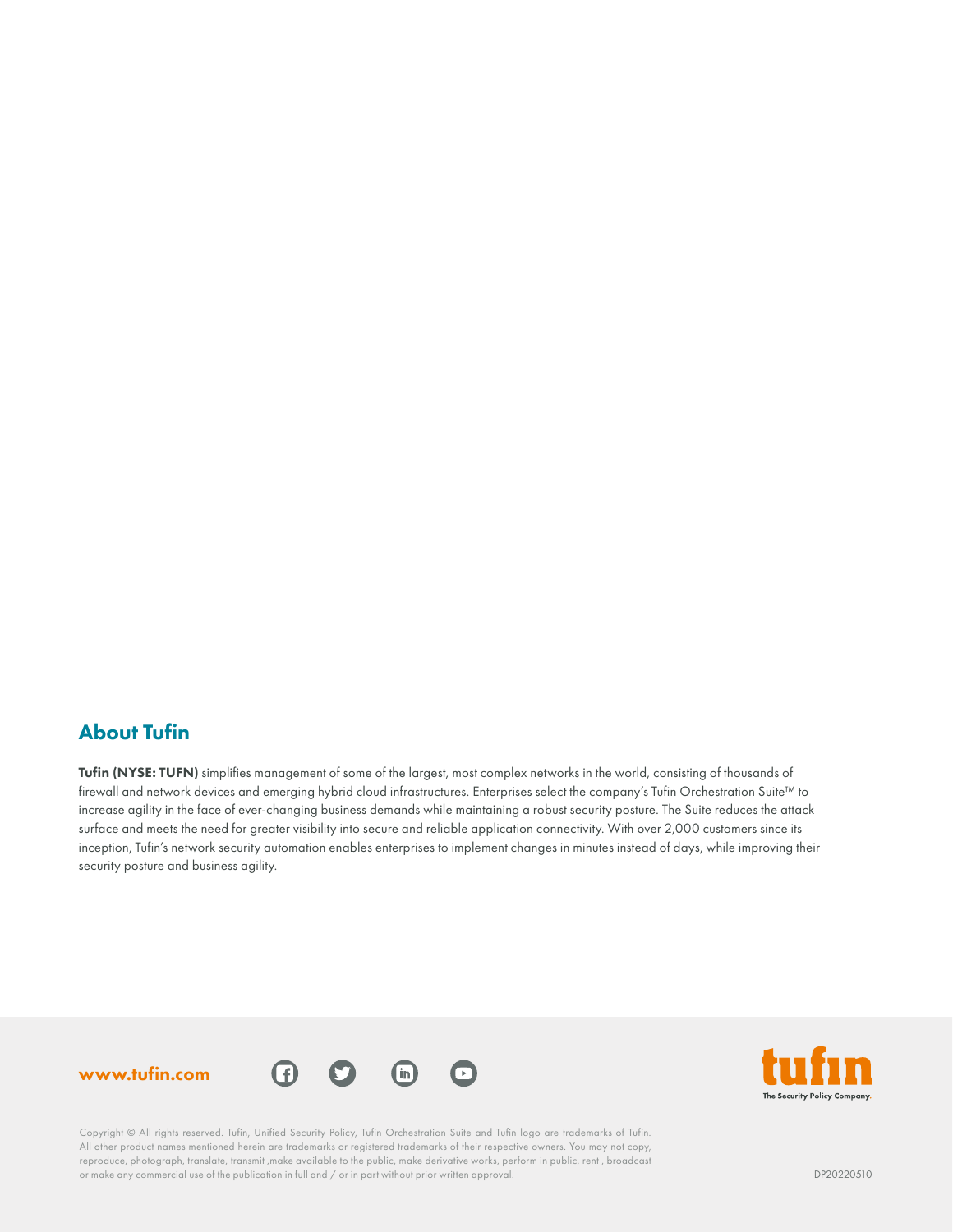## About Tufin

**Tufin (NYSE: TUFN)** simplifies management of some of the largest, most complex networks in the world, consisting of thousands of firewall and network devices and emerging hybrid cloud infrastructures. Enterprises select the company's Tufin Orchestration Suite™ to increase agility in the face of ever-changing business demands while maintaining a robust security posture. The Suite reduces the attack surface and meets the need for greater visibility into secure and reliable application connectivity. With over 2,000 customers since its inception, Tufin's network security automation enables enterprises to implement changes in minutes instead of days, while improving their security posture and business agility.

**www.tufin.com**

tufin
The Security Policy Company.

Copyright © All rights reserved. Tufin, Unified Security Policy, Tufin Orchestration Suite and Tufin logo are trademarks of Tufin. All other product names mentioned herein are trademarks or registered trademarks of their respective owners. You may not copy, reproduce, photograph, translate, transmit ,make available to the public, make derivative works, perform in public, rent , broadcast or make any commercial use of the publication in full and / or in part without prior written approval.

DP20220510